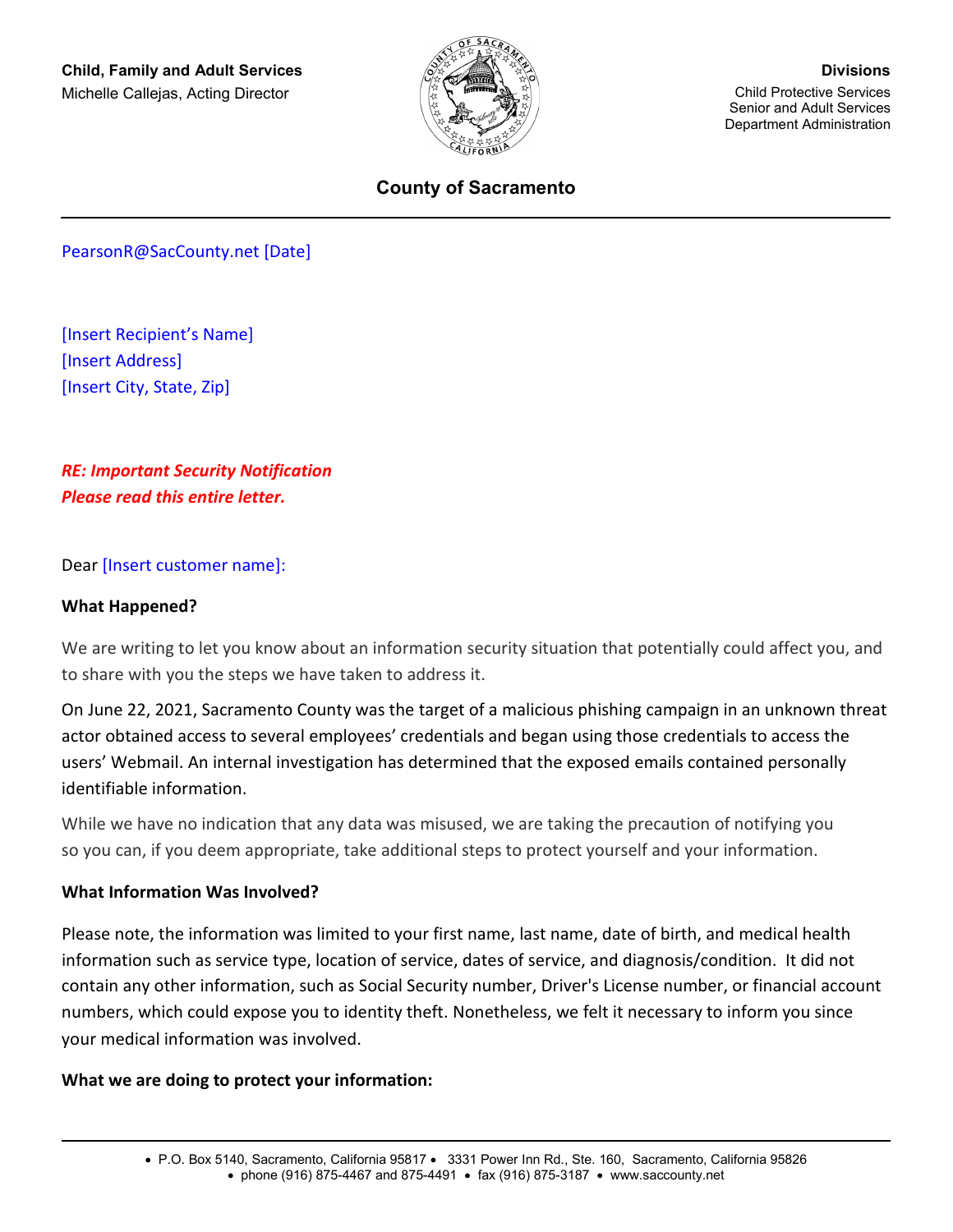**Child, Family and Adult Services**
Michelle Callejas, Acting Director

**Divisions**
Child Protective Services
Senior and Adult Services
Department Administration

**County of Sacramento**

---

PearsonR@SacCounty.net [Date]

[Insert Recipient's Name]
[Insert Address]
[Insert City, State, Zip]

***RE: Important Security Notification***
***Please read this entire letter.***

Dear [Insert customer name]:

**What Happened?**

We are writing to let you know about an information security situation that potentially could affect you, and to share with you the steps we have taken to address it.

On June 22, 2021, Sacramento County was the target of a malicious phishing campaign in an unknown threat actor obtained access to several employees' credentials and began using those credentials to access the users' Webmail. An internal investigation has determined that the exposed emails contained personally identifiable information.

While we have no indication that any data was misused, we are taking the precaution of notifying you so you can, if you deem appropriate, take additional steps to protect yourself and your information.

**What Information Was Involved?**

Please note, the information was limited to your first name, last name, date of birth, and medical health information such as service type, location of service, dates of service, and diagnosis/condition. It did not contain any other information, such as Social Security number, Driver's License number, or financial account numbers, which could expose you to identity theft. Nonetheless, we felt it necessary to inform you since your medical information was involved.

**What we are doing to protect your information:**

---

• P.O. Box 5140, Sacramento, California 95817 • 3331 Power Inn Rd., Ste. 160, Sacramento, California 95826
• phone (916) 875-4467 and 875-4491 • fax (916) 875-3187 • www.saccounty.net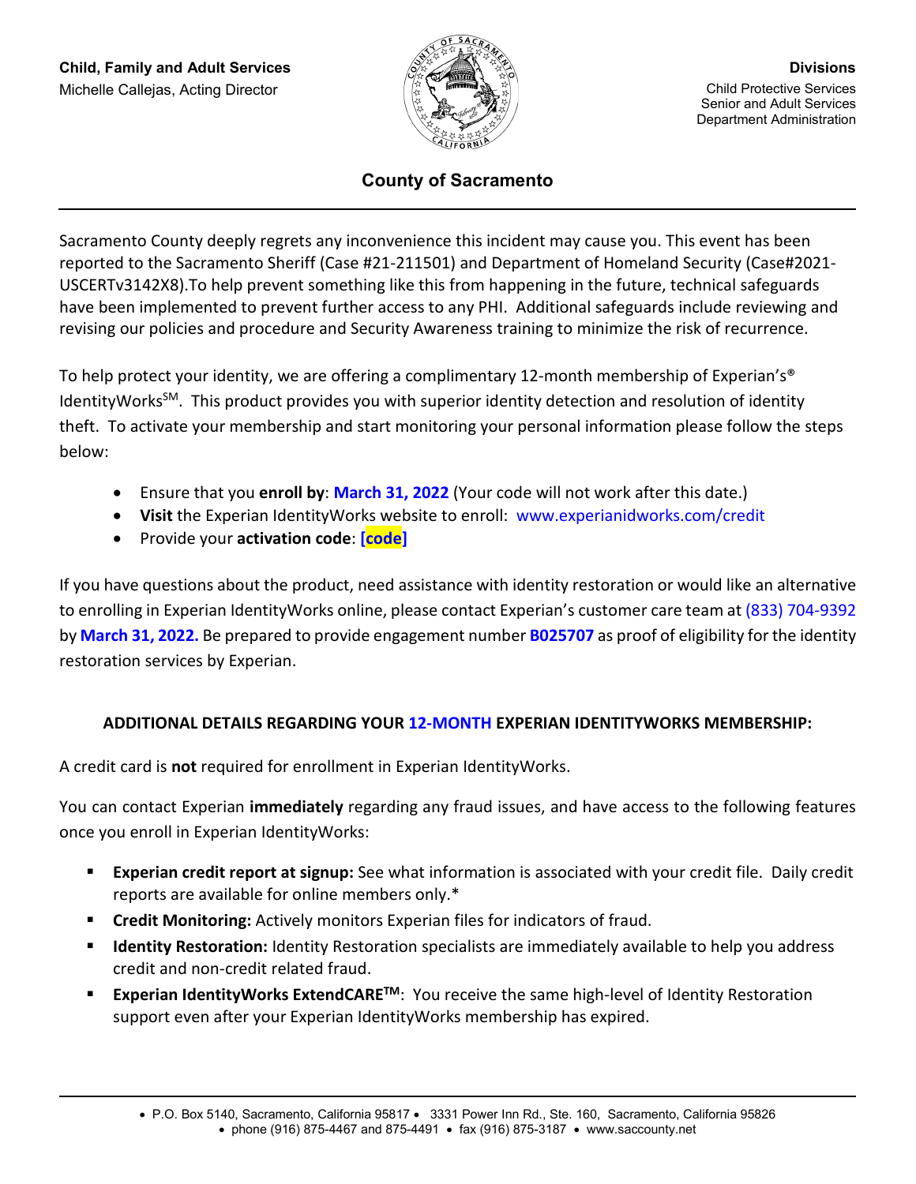**Child, Family and Adult Services**
Michelle Callejas, Acting Director

**Divisions**
Child Protective Services
Senior and Adult Services
Department Administration

## County of Sacramento

Sacramento County deeply regrets any inconvenience this incident may cause you. This event has been reported to the Sacramento Sheriff (Case #21-211501) and Department of Homeland Security (Case#2021-USCERTv3142X8).To help prevent something like this from happening in the future, technical safeguards have been implemented to prevent further access to any PHI. Additional safeguards include reviewing and revising our policies and procedure and Security Awareness training to minimize the risk of recurrence.

To help protect your identity, we are offering a complimentary 12-month membership of Experian's® IdentityWorks℠. This product provides you with superior identity detection and resolution of identity theft. To activate your membership and start monitoring your personal information please follow the steps below:

- Ensure that you **enroll by**: **March 31, 2022** (Your code will not work after this date.)
- **Visit** the Experian IdentityWorks website to enroll: www.experianidworks.com/credit
- Provide your **activation code**: **[code]**

If you have questions about the product, need assistance with identity restoration or would like an alternative to enrolling in Experian IdentityWorks online, please contact Experian's customer care team at (833) 704-9392 by **March 31, 2022.** Be prepared to provide engagement number **B025707** as proof of eligibility for the identity restoration services by Experian.

### ADDITIONAL DETAILS REGARDING YOUR 12-MONTH EXPERIAN IDENTITYWORKS MEMBERSHIP:

A credit card is **not** required for enrollment in Experian IdentityWorks.

You can contact Experian **immediately** regarding any fraud issues, and have access to the following features once you enroll in Experian IdentityWorks:

- **Experian credit report at signup:** See what information is associated with your credit file. Daily credit reports are available for online members only.*
- **Credit Monitoring:** Actively monitors Experian files for indicators of fraud.
- **Identity Restoration:** Identity Restoration specialists are immediately available to help you address credit and non-credit related fraud.
- **Experian IdentityWorks ExtendCARE™**: You receive the same high-level of Identity Restoration support even after your Experian IdentityWorks membership has expired.

• P.O. Box 5140, Sacramento, California 95817 • 3331 Power Inn Rd., Ste. 160, Sacramento, California 95826
• phone (916) 875-4467 and 875-4491 • fax (916) 875-3187 • www.saccounty.net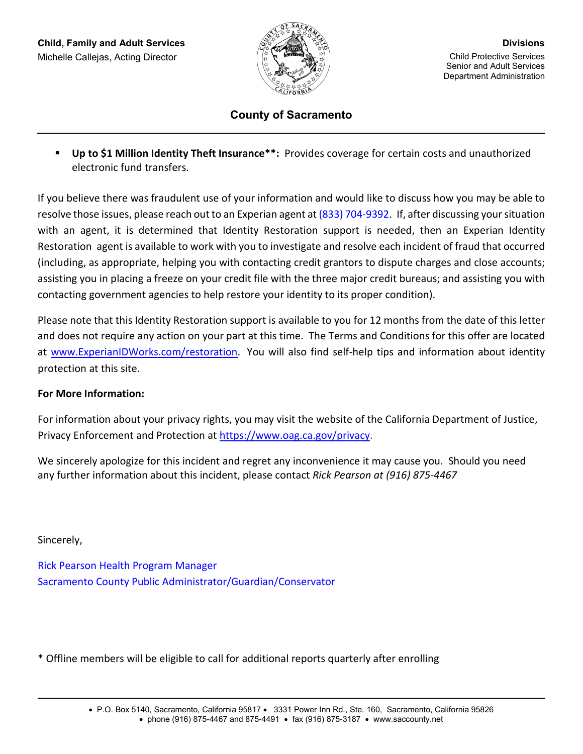- **Up to $1 Million Identity Theft Insurance**:** Provides coverage for certain costs and unauthorized electronic fund transfers.

If you believe there was fraudulent use of your information and would like to discuss how you may be able to resolve those issues, please reach out to an Experian agent at (833) 704-9392. If, after discussing your situation with an agent, it is determined that Identity Restoration support is needed, then an Experian Identity Restoration agent is available to work with you to investigate and resolve each incident of fraud that occurred (including, as appropriate, helping you with contacting credit grantors to dispute charges and close accounts; assisting you in placing a freeze on your credit file with the three major credit bureaus; and assisting you with contacting government agencies to help restore your identity to its proper condition).

Please note that this Identity Restoration support is available to you for 12 months from the date of this letter and does not require any action on your part at this time. The Terms and Conditions for this offer are located at www.ExperianIDWorks.com/restoration. You will also find self-help tips and information about identity protection at this site.

**For More Information:**

For information about your privacy rights, you may visit the website of the California Department of Justice, Privacy Enforcement and Protection at https://www.oag.ca.gov/privacy.

We sincerely apologize for this incident and regret any inconvenience it may cause you. Should you need any further information about this incident, please contact *Rick Pearson at (916) 875-4467*

Sincerely,

Rick Pearson Health Program Manager
Sacramento County Public Administrator/Guardian/Conservator

* Offline members will be eligible to call for additional reports quarterly after enrolling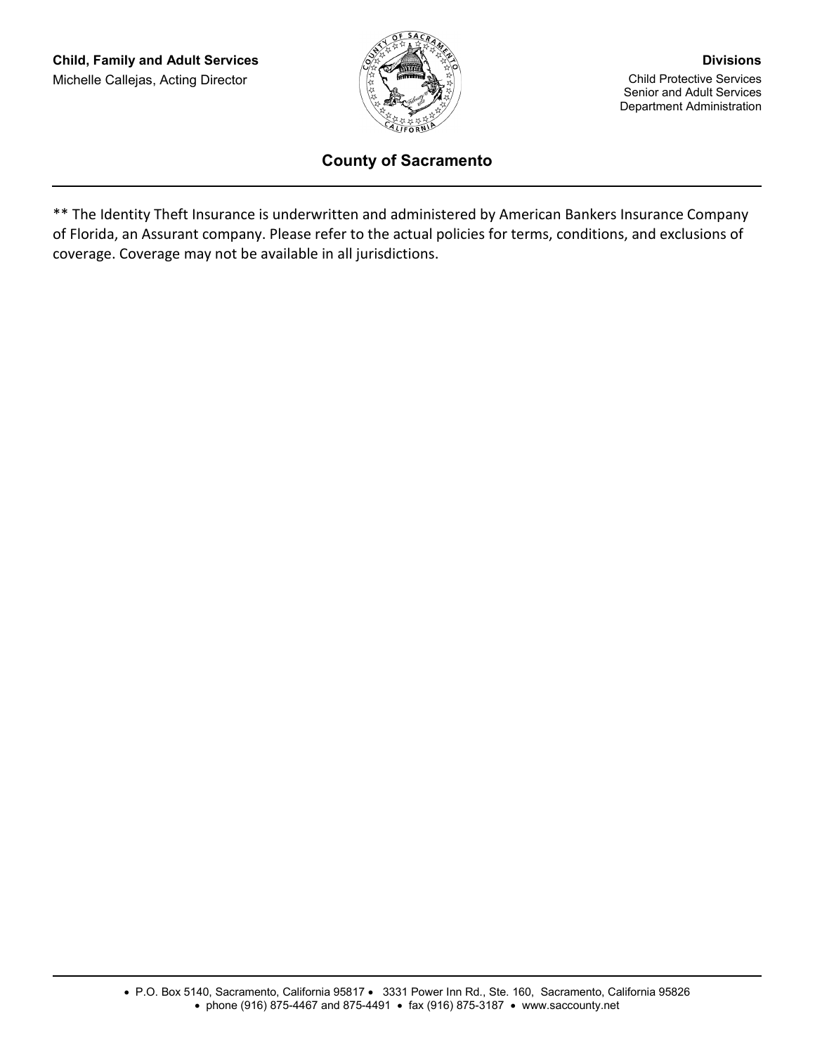**Child, Family and Adult Services**
Michelle Callejas, Acting Director

**Divisions**
Child Protective Services
Senior and Adult Services
Department Administration

## County of Sacramento

** The Identity Theft Insurance is underwritten and administered by American Bankers Insurance Company of Florida, an Assurant company. Please refer to the actual policies for terms, conditions, and exclusions of coverage. Coverage may not be available in all jurisdictions.

- P.O. Box 5140, Sacramento, California 95817 • 3331 Power Inn Rd., Ste. 160, Sacramento, California 95826
- phone (916) 875-4467 and 875-4491 • fax (916) 875-3187 • www.saccounty.net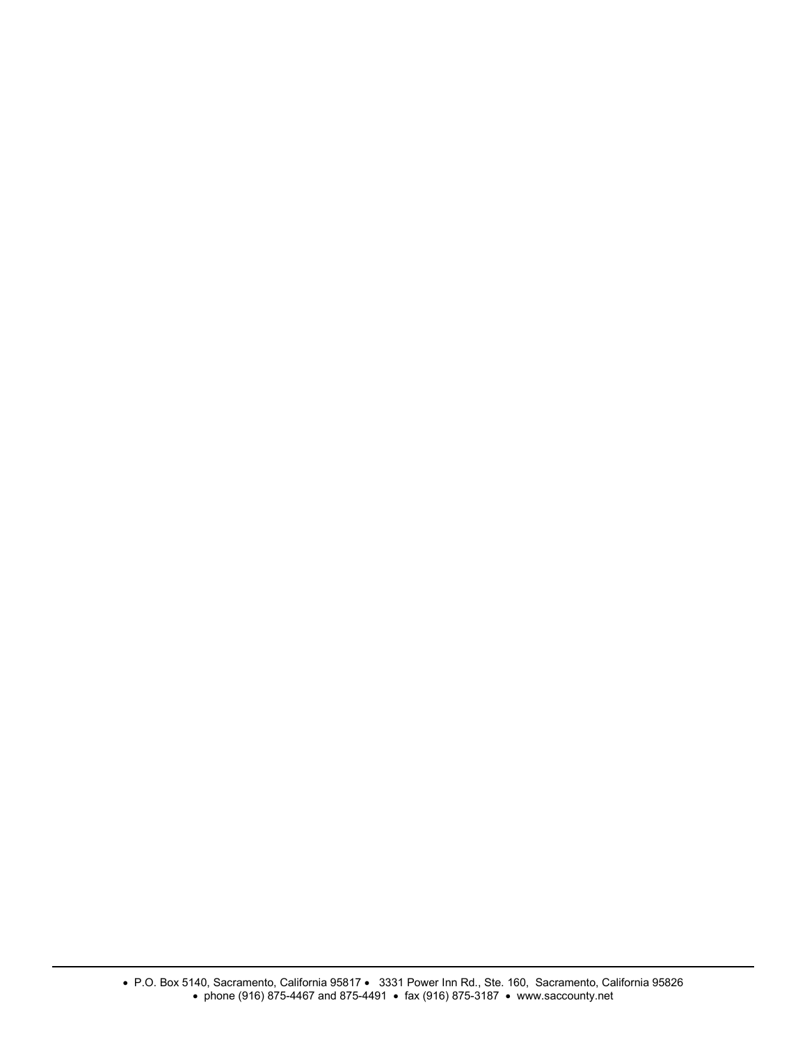• P.O. Box 5140, Sacramento, California 95817 • 3331 Power Inn Rd., Ste. 160, Sacramento, California 95826
• phone (916) 875-4467 and 875-4491 • fax (916) 875-3187 • www.saccounty.net